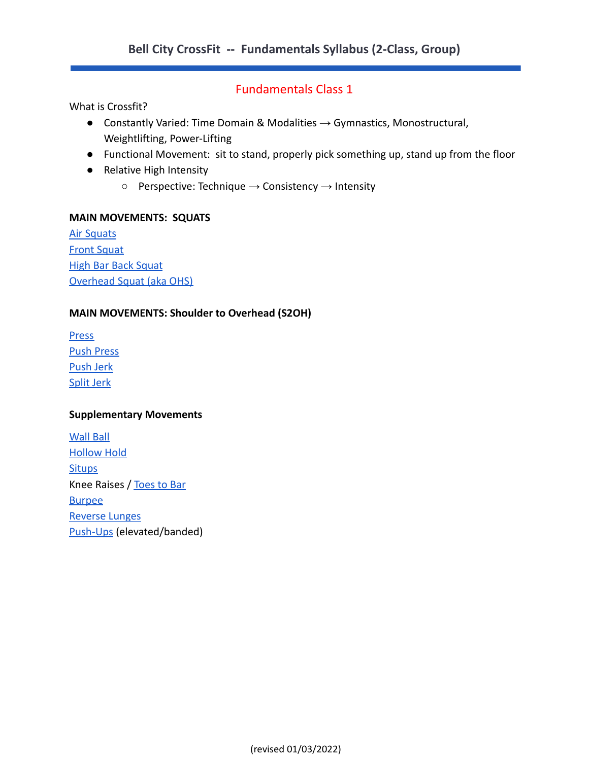# Bell City CrossFit -- Fundamentals Syllabus (2-Class, Group)

## Fundamentals Class 1

What is Crossfit?

- Constantly Varied: Time Domain & Modalities → Gymnastics, Monostructural, Weightlifting, Power-Lifting
- Functional Movement: sit to stand, properly pick something up, stand up from the floor
- Relative High Intensity
  - Perspective: Technique → Consistency → Intensity

**MAIN MOVEMENTS: SQUATS**

Air Squats
Front Squat
High Bar Back Squat
Overhead Squat (aka OHS)

**MAIN MOVEMENTS: Shoulder to Overhead (S2OH)**

Press
Push Press
Push Jerk
Split Jerk

**Supplementary Movements**

Wall Ball
Hollow Hold
Situps
Knee Raises / Toes to Bar
Burpee
Reverse Lunges
Push-Ups (elevated/banded)

(revised 01/03/2022)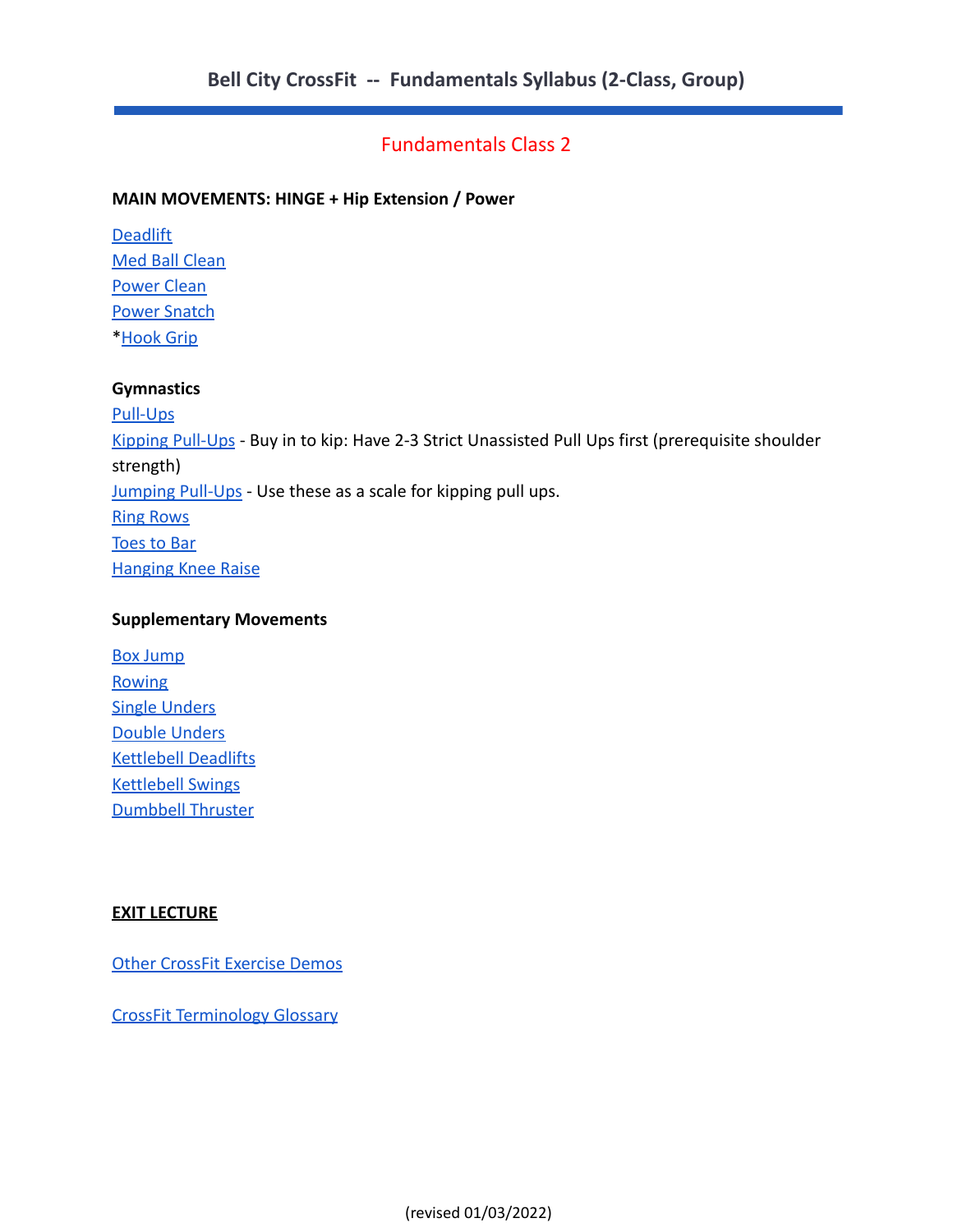# Bell City CrossFit -- Fundamentals Syllabus (2-Class, Group)

## Fundamentals Class 2

**MAIN MOVEMENTS: HINGE + Hip Extension / Power**

Deadlift
Med Ball Clean
Power Clean
Power Snatch
*Hook Grip

**Gymnastics**

Pull-Ups
Kipping Pull-Ups - Buy in to kip: Have 2-3 Strict Unassisted Pull Ups first (prerequisite shoulder strength)
Jumping Pull-Ups - Use these as a scale for kipping pull ups.
Ring Rows
Toes to Bar
Hanging Knee Raise

**Supplementary Movements**

Box Jump
Rowing
Single Unders
Double Unders
Kettlebell Deadlifts
Kettlebell Swings
Dumbbell Thruster

**EXIT LECTURE**

Other CrossFit Exercise Demos

CrossFit Terminology Glossary

(revised 01/03/2022)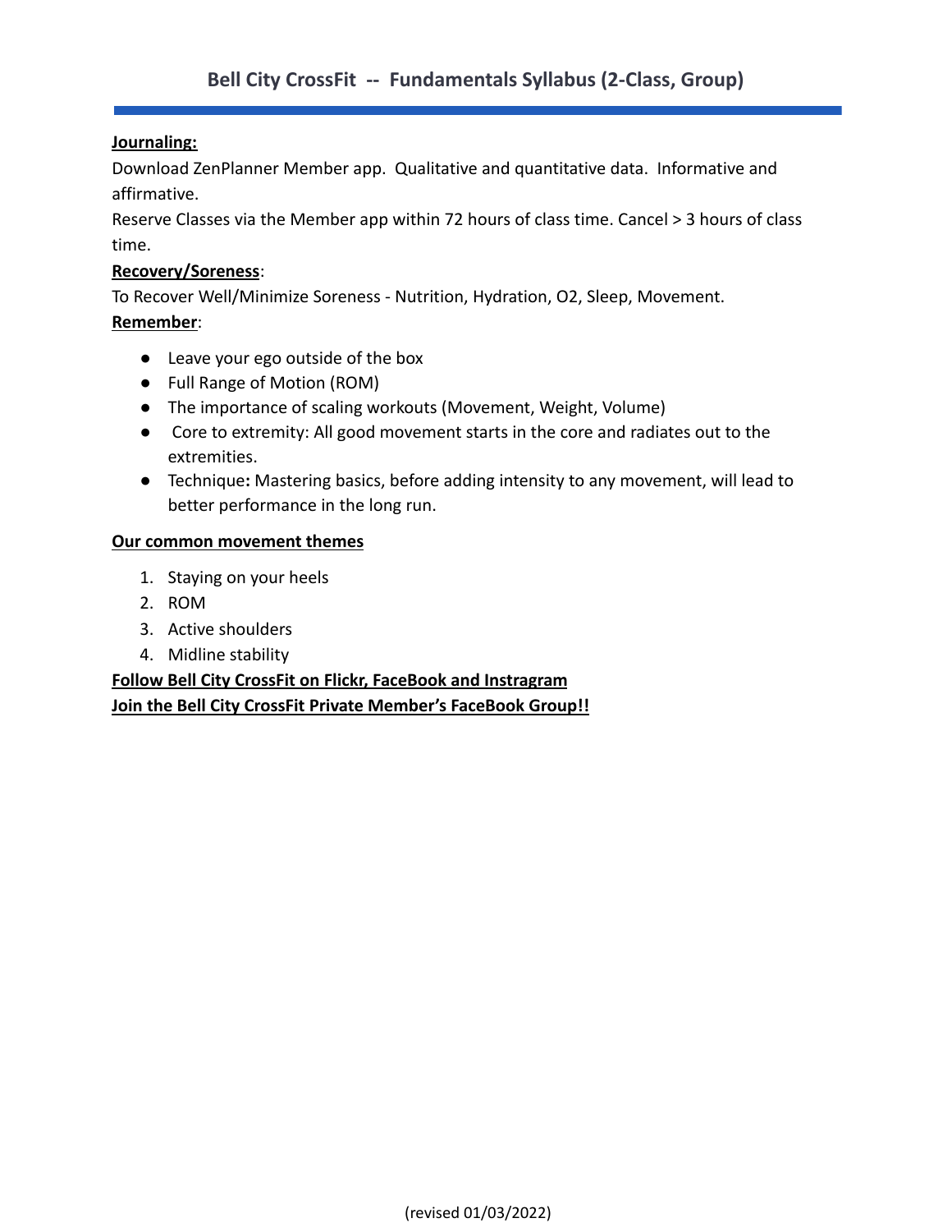# Bell City CrossFit -- Fundamentals Syllabus (2-Class, Group)

**Journaling:**

Download ZenPlanner Member app. Qualitative and quantitative data. Informative and affirmative.

Reserve Classes via the Member app within 72 hours of class time. Cancel > 3 hours of class time.

**Recovery/Soreness**:

To Recover Well/Minimize Soreness - Nutrition, Hydration, O2, Sleep, Movement.

**Remember**:

- Leave your ego outside of the box
- Full Range of Motion (ROM)
- The importance of scaling workouts (Movement, Weight, Volume)
- Core to extremity: All good movement starts in the core and radiates out to the extremities.
- Technique**:** Mastering basics, before adding intensity to any movement, will lead to better performance in the long run.

**Our common movement themes**

1. Staying on your heels
2. ROM
3. Active shoulders
4. Midline stability

**Follow Bell City CrossFit on Flickr, FaceBook and Instragram**

**Join the Bell City CrossFit Private Member's FaceBook Group!!**

(revised 01/03/2022)